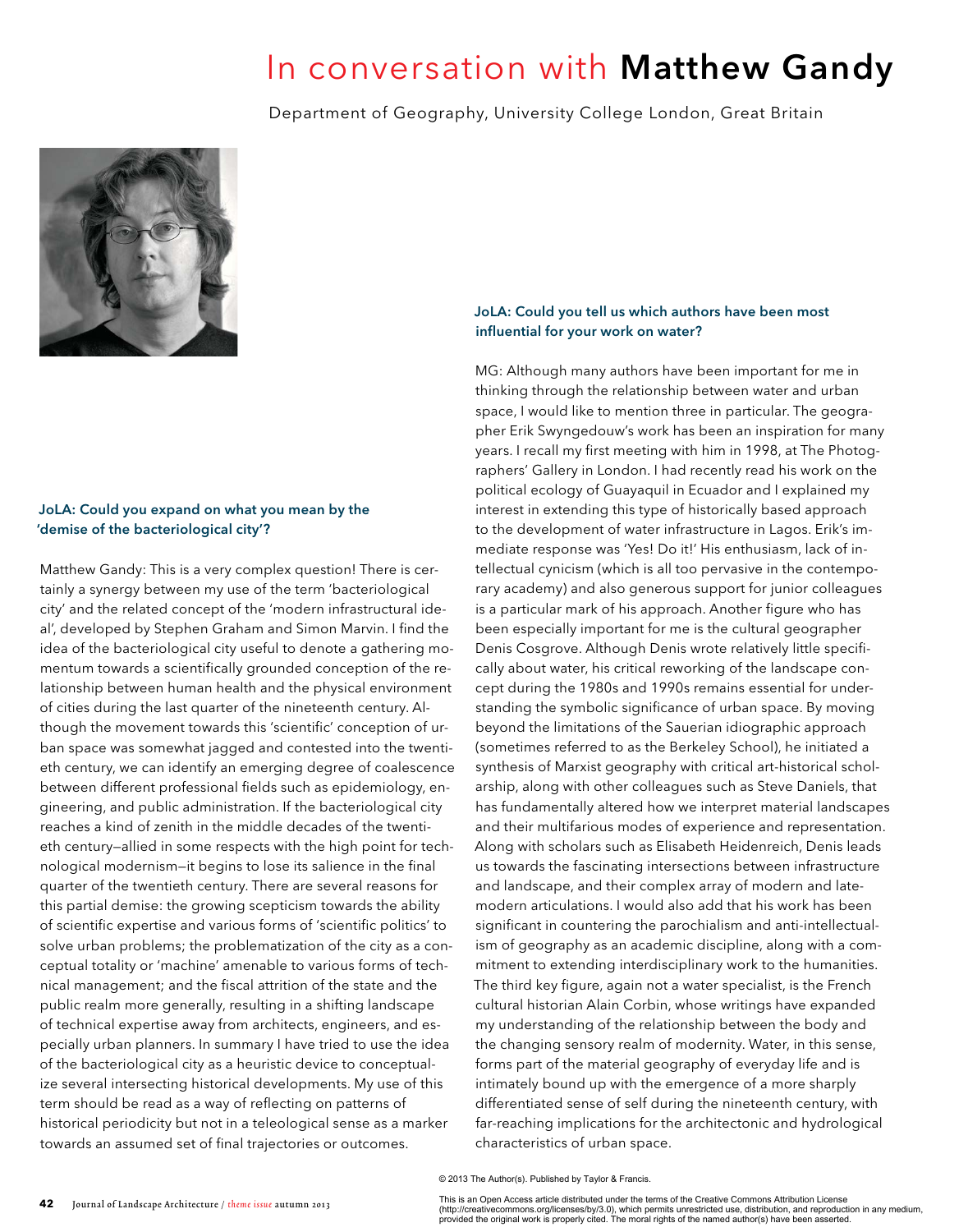# In conversation with **Matthew Gandy**

Department of Geography, University College London, Great Britain

**JoLA: Could you expand on what you mean by the 'demise of the bacteriological city'?**

Matthew Gandy: This is a very complex question! There is certainly a synergy between my use of the term 'bacteriological city' and the related concept of the 'modern infrastructural ideal', developed by Stephen Graham and Simon Marvin. I find the idea of the bacteriological city useful to denote a gathering momentum towards a scientifically grounded conception of the relationship between human health and the physical environment of cities during the last quarter of the nineteenth century. Although the movement towards this 'scientific' conception of urban space was somewhat jagged and contested into the twentieth century, we can identify an emerging degree of coalescence between different professional fields such as epidemiology, engineering, and public administration. If the bacteriological city reaches a kind of zenith in the middle decades of the twentieth century—allied in some respects with the high point for technological modernism—it begins to lose its salience in the final quarter of the twentieth century. There are several reasons for this partial demise: the growing scepticism towards the ability of scientific expertise and various forms of 'scientific politics' to solve urban problems; the problematization of the city as a conceptual totality or 'machine' amenable to various forms of technical management; and the fiscal attrition of the state and the public realm more generally, resulting in a shifting landscape of technical expertise away from architects, engineers, and especially urban planners. In summary I have tried to use the idea of the bacteriological city as a heuristic device to conceptualize several intersecting historical developments. My use of this term should be read as a way of reflecting on patterns of historical periodicity but not in a teleological sense as a marker towards an assumed set of final trajectories or outcomes.

**JoLA: Could you tell us which authors have been most influential for your work on water?**

MG: Although many authors have been important for me in thinking through the relationship between water and urban space, I would like to mention three in particular. The geographer Erik Swyngedouw's work has been an inspiration for many years. I recall my first meeting with him in 1998, at The Photographers' Gallery in London. I had recently read his work on the political ecology of Guayaquil in Ecuador and I explained my interest in extending this type of historically based approach to the development of water infrastructure in Lagos. Erik's immediate response was 'Yes! Do it!' His enthusiasm, lack of intellectual cynicism (which is all too pervasive in the contemporary academy) and also generous support for junior colleagues is a particular mark of his approach. Another figure who has been especially important for me is the cultural geographer Denis Cosgrove. Although Denis wrote relatively little specifically about water, his critical reworking of the landscape concept during the 1980s and 1990s remains essential for understanding the symbolic significance of urban space. By moving beyond the limitations of the Sauerian idiographic approach (sometimes referred to as the Berkeley School), he initiated a synthesis of Marxist geography with critical art-historical scholarship, along with other colleagues such as Steve Daniels, that has fundamentally altered how we interpret material landscapes and their multifarious modes of experience and representation. Along with scholars such as Elisabeth Heidenreich, Denis leads us towards the fascinating intersections between infrastructure and landscape, and their complex array of modern and late-modern articulations. I would also add that his work has been significant in countering the parochialism and anti-intellectualism of geography as an academic discipline, along with a commitment to extending interdisciplinary work to the humanities. The third key figure, again not a water specialist, is the French cultural historian Alain Corbin, whose writings have expanded my understanding of the relationship between the body and the changing sensory realm of modernity. Water, in this sense, forms part of the material geography of everyday life and is intimately bound up with the emergence of a more sharply differentiated sense of self during the nineteenth century, with far-reaching implications for the architectonic and hydrological characteristics of urban space.

© 2013 The Author(s). Published by Taylor & Francis.

This is an Open Access article distributed under the terms of the Creative Commons Attribution License (http://creativecommons.org/licenses/by/3.0), which permits unrestricted use, distribution, and reproduction in any medium, provided the original work is properly cited. The moral rights of the named author(s) have been asserted.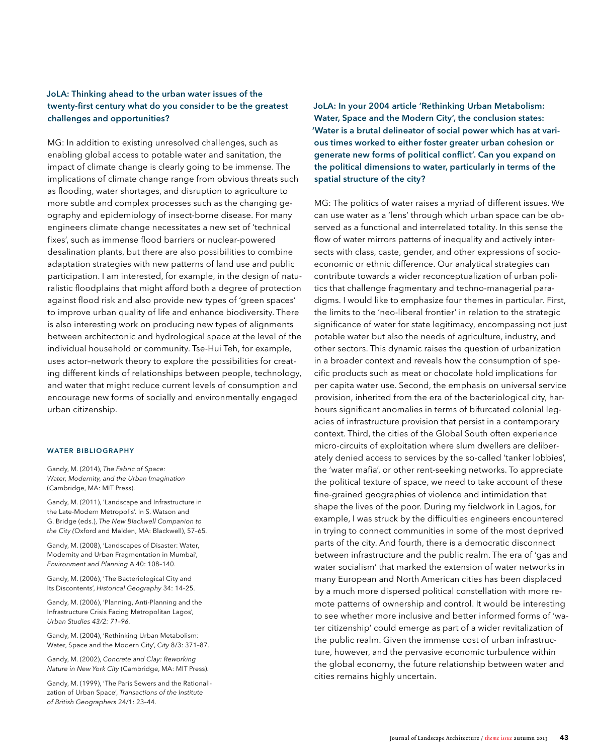**JoLA: Thinking ahead to the urban water issues of the twenty-first century what do you consider to be the greatest challenges and opportunities?**

MG: In addition to existing unresolved challenges, such as enabling global access to potable water and sanitation, the impact of climate change is clearly going to be immense. The implications of climate change range from obvious threats such as flooding, water shortages, and disruption to agriculture to more subtle and complex processes such as the changing geography and epidemiology of insect-borne disease. For many engineers climate change necessitates a new set of 'technical fixes', such as immense flood barriers or nuclear-powered desalination plants, but there are also possibilities to combine adaptation strategies with new patterns of land use and public participation. I am interested, for example, in the design of naturalistic floodplains that might afford both a degree of protection against flood risk and also provide new types of 'green spaces' to improve urban quality of life and enhance biodiversity. There is also interesting work on producing new types of alignments between architectonic and hydrological space at the level of the individual household or community. Tse-Hui Teh, for example, uses actor–network theory to explore the possibilities for creating different kinds of relationships between people, technology, and water that might reduce current levels of consumption and encourage new forms of socially and environmentally engaged urban citizenship.

### WATER BIBLIOGRAPHY

Gandy, M. (2014), *The Fabric of Space: Water, Modernity, and the Urban Imagination* (Cambridge, MA: MIT Press).

Gandy, M. (2011), 'Landscape and Infrastructure in the Late-Modern Metropolis'. In S. Watson and G. Bridge (eds.), *The New Blackwell Companion to the City* (Oxford and Malden, MA: Blackwell), 57–65.

Gandy, M. (2008), 'Landscapes of Disaster: Water, Modernity and Urban Fragmentation in Mumbai', *Environment and Planning* A 40: 108–140.

Gandy, M. (2006), 'The Bacteriological City and Its Discontents', *Historical Geography* 34: 14–25.

Gandy, M. (2006), 'Planning, Anti-Planning and the Infrastructure Crisis Facing Metropolitan Lagos', *Urban Studies 43/2: 71–96.*

Gandy, M. (2004), 'Rethinking Urban Metabolism: Water, Space and the Modern City', *City* 8/3: 371–87.

Gandy, M. (2002), *Concrete and Clay: Reworking Nature in New York City* (Cambridge, MA: MIT Press).

Gandy, M. (1999), 'The Paris Sewers and the Rationalization of Urban Space', *Transactions of the Institute of British Geographers* 24/1: 23–44.

**JoLA: In your 2004 article 'Rethinking Urban Metabolism: Water, Space and the Modern City', the conclusion states: 'Water is a brutal delineator of social power which has at various times worked to either foster greater urban cohesion or generate new forms of political conflict'. Can you expand on the political dimensions to water, particularly in terms of the spatial structure of the city?**

MG: The politics of water raises a myriad of different issues. We can use water as a 'lens' through which urban space can be observed as a functional and interrelated totality. In this sense the flow of water mirrors patterns of inequality and actively intersects with class, caste, gender, and other expressions of socioeconomic or ethnic difference. Our analytical strategies can contribute towards a wider reconceptualization of urban politics that challenge fragmentary and techno-managerial paradigms. I would like to emphasize four themes in particular. First, the limits to the 'neo-liberal frontier' in relation to the strategic significance of water for state legitimacy, encompassing not just potable water but also the needs of agriculture, industry, and other sectors. This dynamic raises the question of urbanization in a broader context and reveals how the consumption of specific products such as meat or chocolate hold implications for per capita water use. Second, the emphasis on universal service provision, inherited from the era of the bacteriological city, harbours significant anomalies in terms of bifurcated colonial legacies of infrastructure provision that persist in a contemporary context. Third, the cities of the Global South often experience micro-circuits of exploitation where slum dwellers are deliberately denied access to services by the so-called 'tanker lobbies', the 'water mafia', or other rent-seeking networks. To appreciate the political texture of space, we need to take account of these fine-grained geographies of violence and intimidation that shape the lives of the poor. During my fieldwork in Lagos, for example, I was struck by the difficulties engineers encountered in trying to connect communities in some of the most deprived parts of the city. And fourth, there is a democratic disconnect between infrastructure and the public realm. The era of 'gas and water socialism' that marked the extension of water networks in many European and North American cities has been displaced by a much more dispersed political constellation with more remote patterns of ownership and control. It would be interesting to see whether more inclusive and better informed forms of 'water citizenship' could emerge as part of a wider revitalization of the public realm. Given the immense cost of urban infrastructure, however, and the pervasive economic turbulence within the global economy, the future relationship between water and cities remains highly uncertain.